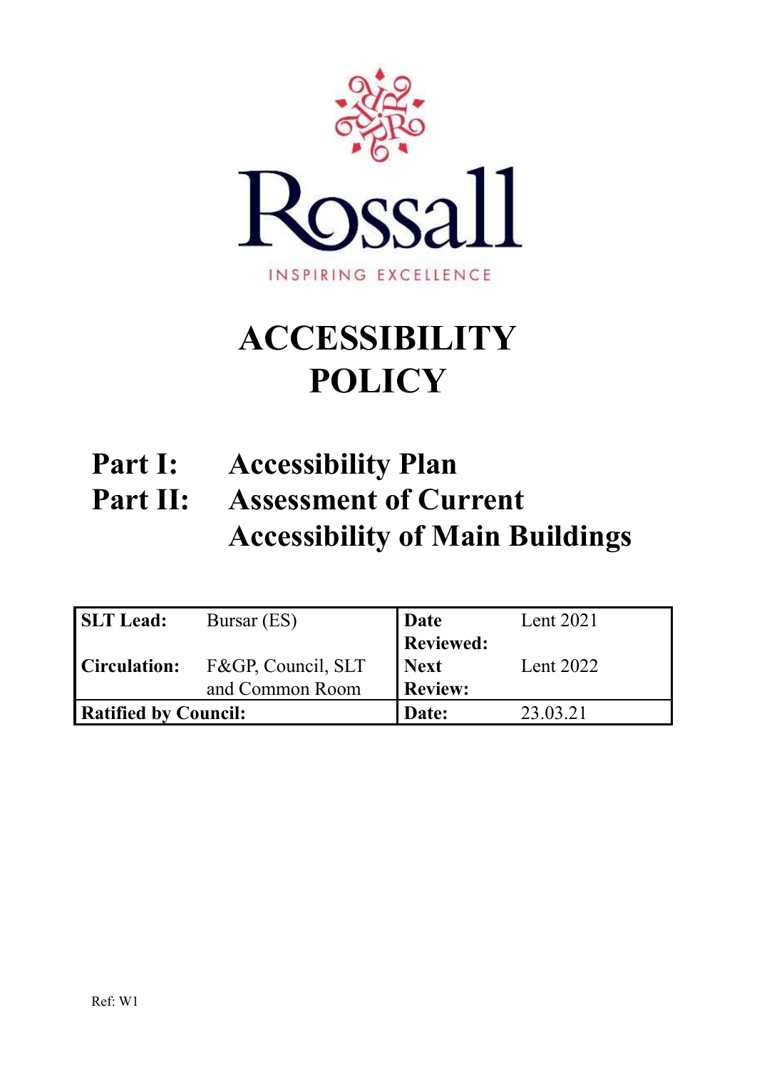Rossall

INSPIRING EXCELLENCE

# ACCESSIBILITY POLICY

## Part I: Accessibility Plan
## Part II: Assessment of Current Accessibility of Main Buildings

| | | | |
|---|---|---|---|
| **SLT Lead:** | Bursar (ES) | **Date Reviewed:** | Lent 2021 |
| **Circulation:** | F&GP, Council, SLT and Common Room | **Next Review:** | Lent 2022 |
| **Ratified by Council:** | | **Date:** | 23.03.21 |

Ref: W1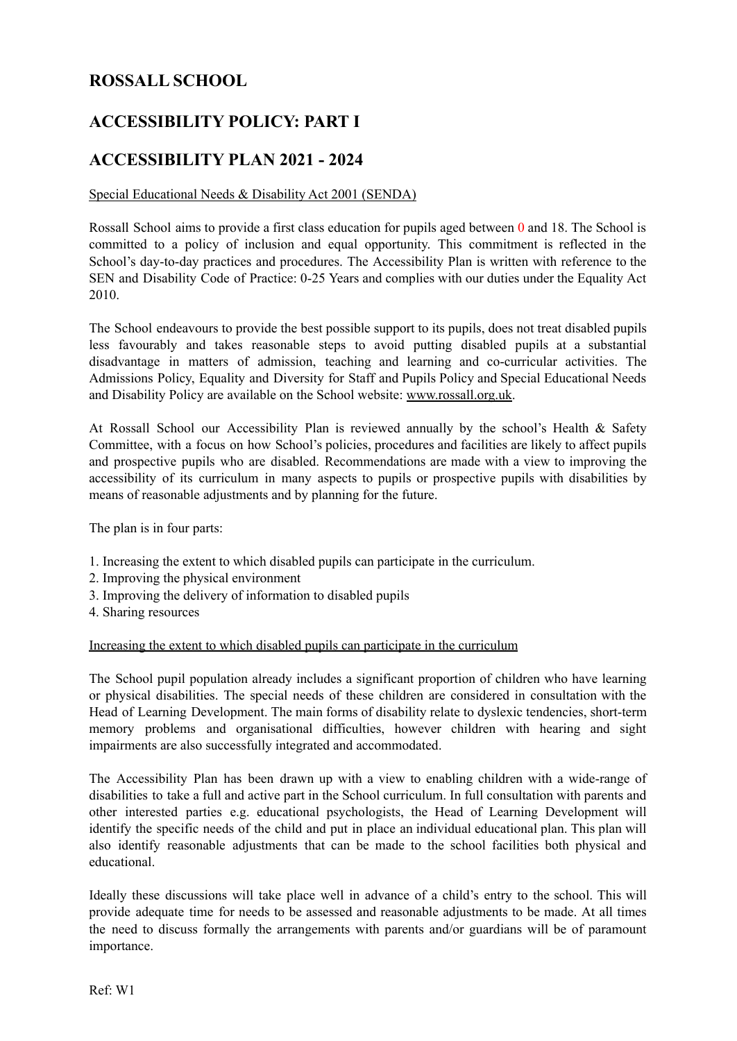# ROSSALL SCHOOL

## ACCESSIBILITY POLICY: PART I

## ACCESSIBILITY PLAN 2021 - 2024

Special Educational Needs & Disability Act 2001 (SENDA)

Rossall School aims to provide a first class education for pupils aged between 0 and 18. The School is committed to a policy of inclusion and equal opportunity. This commitment is reflected in the School's day-to-day practices and procedures. The Accessibility Plan is written with reference to the SEN and Disability Code of Practice: 0-25 Years and complies with our duties under the Equality Act 2010.

The School endeavours to provide the best possible support to its pupils, does not treat disabled pupils less favourably and takes reasonable steps to avoid putting disabled pupils at a substantial disadvantage in matters of admission, teaching and learning and co-curricular activities. The Admissions Policy, Equality and Diversity for Staff and Pupils Policy and Special Educational Needs and Disability Policy are available on the School website: www.rossall.org.uk.

At Rossall School our Accessibility Plan is reviewed annually by the school's Health & Safety Committee, with a focus on how School's policies, procedures and facilities are likely to affect pupils and prospective pupils who are disabled. Recommendations are made with a view to improving the accessibility of its curriculum in many aspects to pupils or prospective pupils with disabilities by means of reasonable adjustments and by planning for the future.

The plan is in four parts:

1. Increasing the extent to which disabled pupils can participate in the curriculum.
2. Improving the physical environment
3. Improving the delivery of information to disabled pupils
4. Sharing resources

Increasing the extent to which disabled pupils can participate in the curriculum

The School pupil population already includes a significant proportion of children who have learning or physical disabilities. The special needs of these children are considered in consultation with the Head of Learning Development. The main forms of disability relate to dyslexic tendencies, short-term memory problems and organisational difficulties, however children with hearing and sight impairments are also successfully integrated and accommodated.

The Accessibility Plan has been drawn up with a view to enabling children with a wide-range of disabilities to take a full and active part in the School curriculum. In full consultation with parents and other interested parties e.g. educational psychologists, the Head of Learning Development will identify the specific needs of the child and put in place an individual educational plan. This plan will also identify reasonable adjustments that can be made to the school facilities both physical and educational.

Ideally these discussions will take place well in advance of a child's entry to the school. This will provide adequate time for needs to be assessed and reasonable adjustments to be made. At all times the need to discuss formally the arrangements with parents and/or guardians will be of paramount importance.

Ref: W1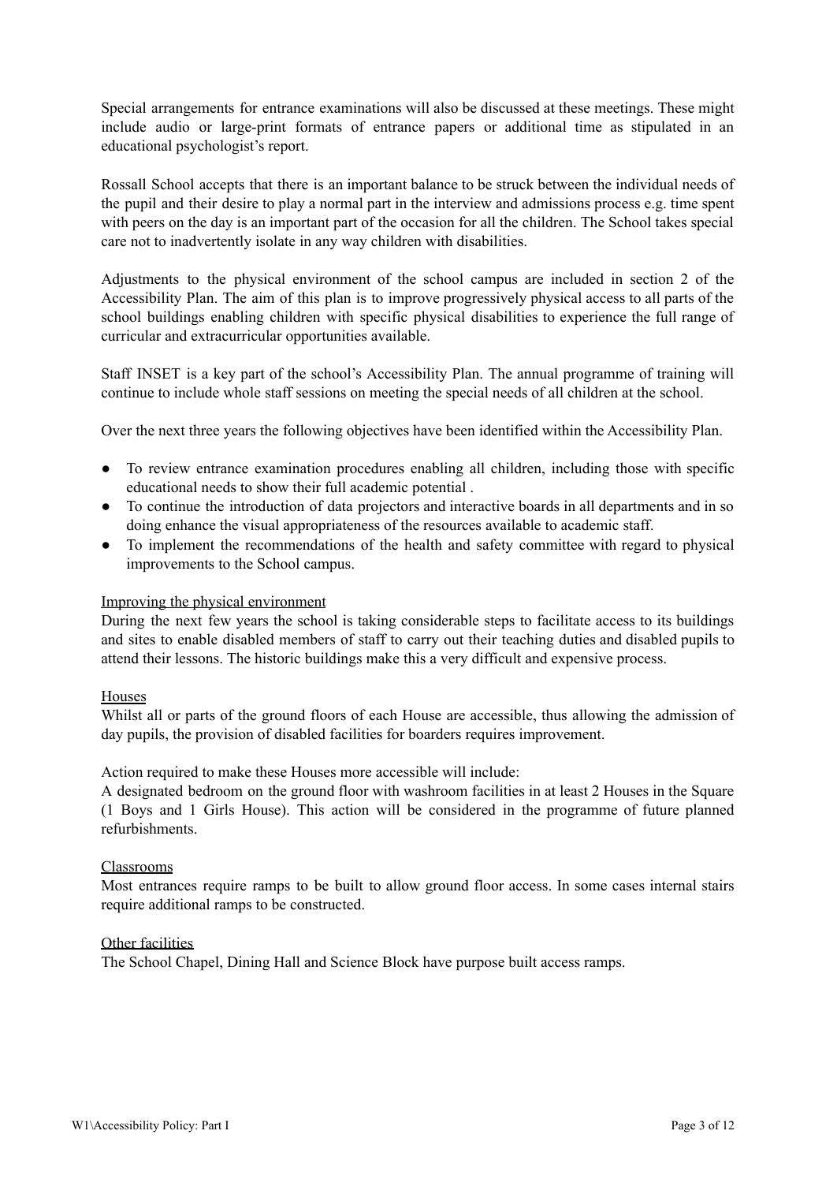Special arrangements for entrance examinations will also be discussed at these meetings. These might include audio or large-print formats of entrance papers or additional time as stipulated in an educational psychologist's report.

Rossall School accepts that there is an important balance to be struck between the individual needs of the pupil and their desire to play a normal part in the interview and admissions process e.g. time spent with peers on the day is an important part of the occasion for all the children. The School takes special care not to inadvertently isolate in any way children with disabilities.

Adjustments to the physical environment of the school campus are included in section 2 of the Accessibility Plan. The aim of this plan is to improve progressively physical access to all parts of the school buildings enabling children with specific physical disabilities to experience the full range of curricular and extracurricular opportunities available.

Staff INSET is a key part of the school's Accessibility Plan. The annual programme of training will continue to include whole staff sessions on meeting the special needs of all children at the school.

Over the next three years the following objectives have been identified within the Accessibility Plan.

- To review entrance examination procedures enabling all children, including those with specific educational needs to show their full academic potential .
- To continue the introduction of data projectors and interactive boards in all departments and in so doing enhance the visual appropriateness of the resources available to academic staff.
- To implement the recommendations of the health and safety committee with regard to physical improvements to the School campus.

<u>Improving the physical environment</u>

During the next few years the school is taking considerable steps to facilitate access to its buildings and sites to enable disabled members of staff to carry out their teaching duties and disabled pupils to attend their lessons. The historic buildings make this a very difficult and expensive process.

<u>Houses</u>

Whilst all or parts of the ground floors of each House are accessible, thus allowing the admission of day pupils, the provision of disabled facilities for boarders requires improvement.

Action required to make these Houses more accessible will include:

A designated bedroom on the ground floor with washroom facilities in at least 2 Houses in the Square (1 Boys and 1 Girls House). This action will be considered in the programme of future planned refurbishments.

<u>Classrooms</u>

Most entrances require ramps to be built to allow ground floor access. In some cases internal stairs require additional ramps to be constructed.

<u>Other facilities</u>

The School Chapel, Dining Hall and Science Block have purpose built access ramps.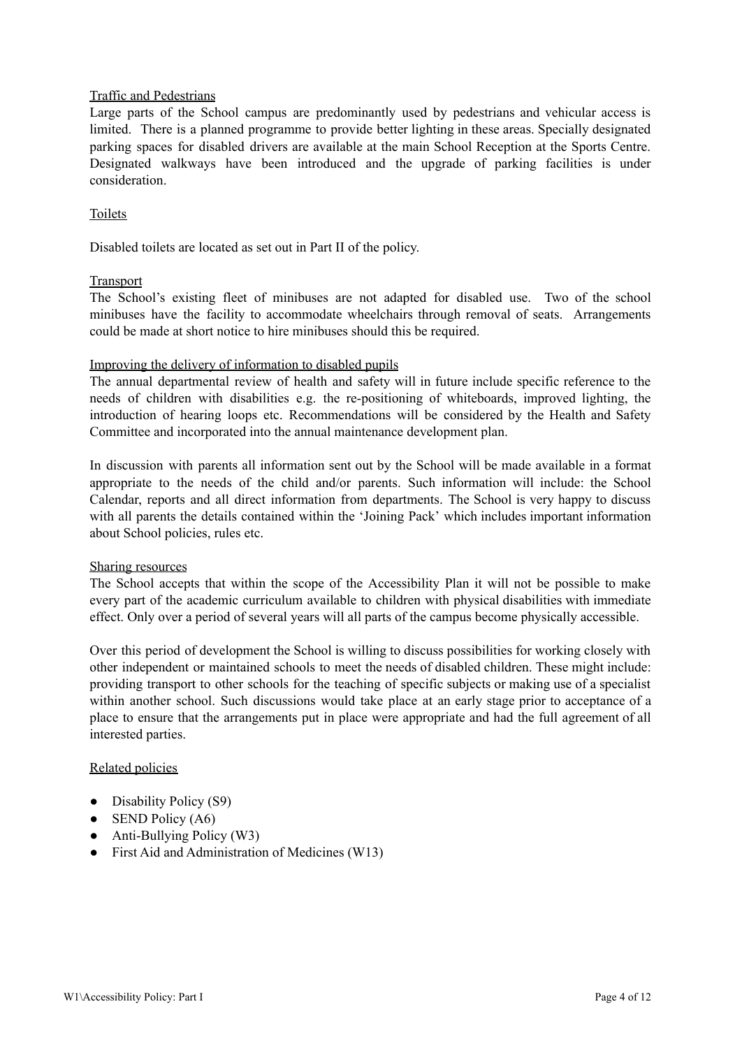## Traffic and Pedestrians

Large parts of the School campus are predominantly used by pedestrians and vehicular access is limited. There is a planned programme to provide better lighting in these areas. Specially designated parking spaces for disabled drivers are available at the main School Reception at the Sports Centre. Designated walkways have been introduced and the upgrade of parking facilities is under consideration.

## Toilets

Disabled toilets are located as set out in Part II of the policy.

## Transport

The School's existing fleet of minibuses are not adapted for disabled use. Two of the school minibuses have the facility to accommodate wheelchairs through removal of seats. Arrangements could be made at short notice to hire minibuses should this be required.

## Improving the delivery of information to disabled pupils

The annual departmental review of health and safety will in future include specific reference to the needs of children with disabilities e.g. the re-positioning of whiteboards, improved lighting, the introduction of hearing loops etc. Recommendations will be considered by the Health and Safety Committee and incorporated into the annual maintenance development plan.

In discussion with parents all information sent out by the School will be made available in a format appropriate to the needs of the child and/or parents. Such information will include: the School Calendar, reports and all direct information from departments. The School is very happy to discuss with all parents the details contained within the 'Joining Pack' which includes important information about School policies, rules etc.

## Sharing resources

The School accepts that within the scope of the Accessibility Plan it will not be possible to make every part of the academic curriculum available to children with physical disabilities with immediate effect. Only over a period of several years will all parts of the campus become physically accessible.

Over this period of development the School is willing to discuss possibilities for working closely with other independent or maintained schools to meet the needs of disabled children. These might include: providing transport to other schools for the teaching of specific subjects or making use of a specialist within another school. Such discussions would take place at an early stage prior to acceptance of a place to ensure that the arrangements put in place were appropriate and had the full agreement of all interested parties.

## Related policies

- Disability Policy (S9)
- SEND Policy (A6)
- Anti-Bullying Policy (W3)
- First Aid and Administration of Medicines (W13)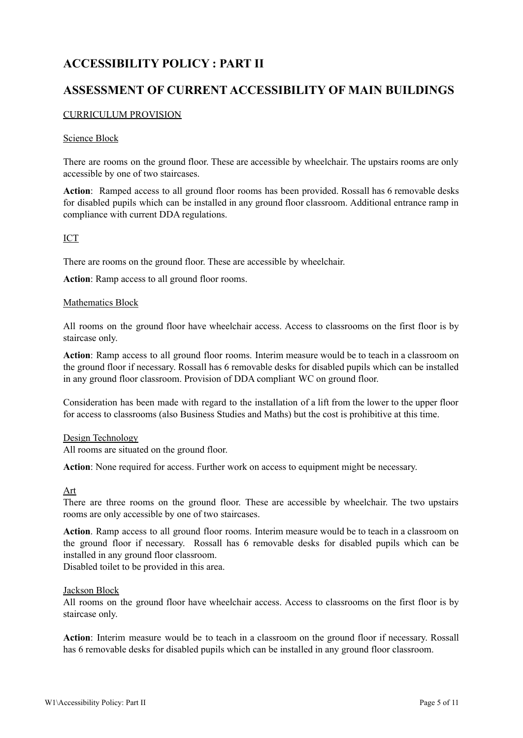## ACCESSIBILITY POLICY : PART II

## ASSESSMENT OF CURRENT ACCESSIBILITY OF MAIN BUILDINGS

<u>CURRICULUM PROVISION</u>

<u>Science Block</u>

There are rooms on the ground floor. These are accessible by wheelchair. The upstairs rooms are only accessible by one of two staircases.

**Action**: Ramped access to all ground floor rooms has been provided. Rossall has 6 removable desks for disabled pupils which can be installed in any ground floor classroom. Additional entrance ramp in compliance with current DDA regulations.

<u>ICT</u>

There are rooms on the ground floor. These are accessible by wheelchair.

**Action**: Ramp access to all ground floor rooms.

<u>Mathematics Block</u>

All rooms on the ground floor have wheelchair access. Access to classrooms on the first floor is by staircase only.

**Action**: Ramp access to all ground floor rooms. Interim measure would be to teach in a classroom on the ground floor if necessary. Rossall has 6 removable desks for disabled pupils which can be installed in any ground floor classroom. Provision of DDA compliant WC on ground floor.

Consideration has been made with regard to the installation of a lift from the lower to the upper floor for access to classrooms (also Business Studies and Maths) but the cost is prohibitive at this time.

<u>Design Technology</u>

All rooms are situated on the ground floor.

**Action**: None required for access. Further work on access to equipment might be necessary.

<u>Art</u>

There are three rooms on the ground floor. These are accessible by wheelchair. The two upstairs rooms are only accessible by one of two staircases.

**Action**. Ramp access to all ground floor rooms. Interim measure would be to teach in a classroom on the ground floor if necessary. Rossall has 6 removable desks for disabled pupils which can be installed in any ground floor classroom.
Disabled toilet to be provided in this area.

<u>Jackson Block</u>

All rooms on the ground floor have wheelchair access. Access to classrooms on the first floor is by staircase only.

**Action**: Interim measure would be to teach in a classroom on the ground floor if necessary. Rossall has 6 removable desks for disabled pupils which can be installed in any ground floor classroom.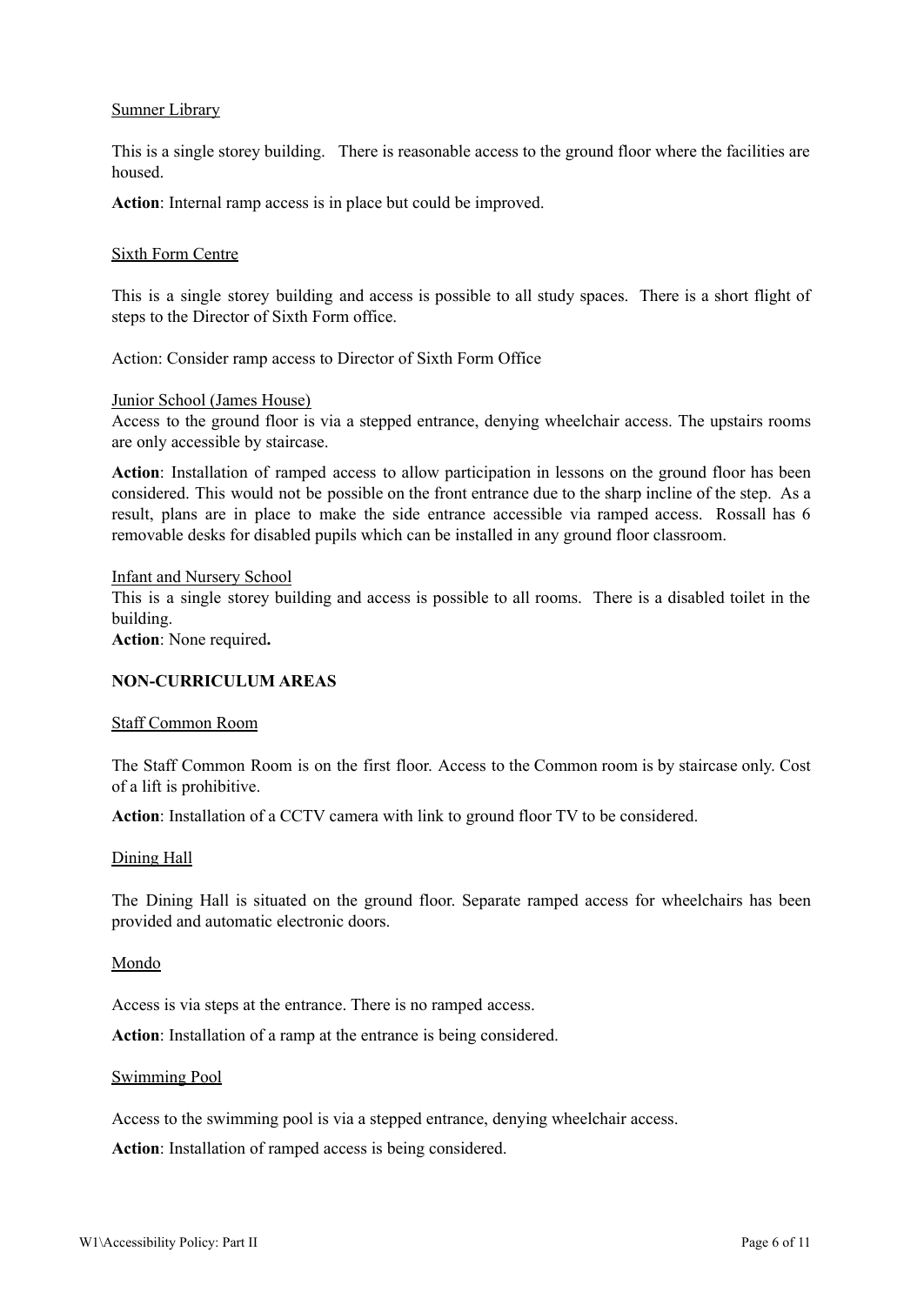Sumner Library

This is a single storey building. There is reasonable access to the ground floor where the facilities are housed.

**Action**: Internal ramp access is in place but could be improved.

Sixth Form Centre

This is a single storey building and access is possible to all study spaces. There is a short flight of steps to the Director of Sixth Form office.

Action: Consider ramp access to Director of Sixth Form Office

Junior School (James House)

Access to the ground floor is via a stepped entrance, denying wheelchair access. The upstairs rooms are only accessible by staircase.

**Action**: Installation of ramped access to allow participation in lessons on the ground floor has been considered. This would not be possible on the front entrance due to the sharp incline of the step. As a result, plans are in place to make the side entrance accessible via ramped access. Rossall has 6 removable desks for disabled pupils which can be installed in any ground floor classroom.

Infant and Nursery School

This is a single storey building and access is possible to all rooms. There is a disabled toilet in the building.

**Action**: None required**.**

**NON-CURRICULUM AREAS**

Staff Common Room

The Staff Common Room is on the first floor. Access to the Common room is by staircase only. Cost of a lift is prohibitive.

**Action**: Installation of a CCTV camera with link to ground floor TV to be considered.

Dining Hall

The Dining Hall is situated on the ground floor. Separate ramped access for wheelchairs has been provided and automatic electronic doors.

Mondo

Access is via steps at the entrance. There is no ramped access.

**Action**: Installation of a ramp at the entrance is being considered.

Swimming Pool

Access to the swimming pool is via a stepped entrance, denying wheelchair access.

**Action**: Installation of ramped access is being considered.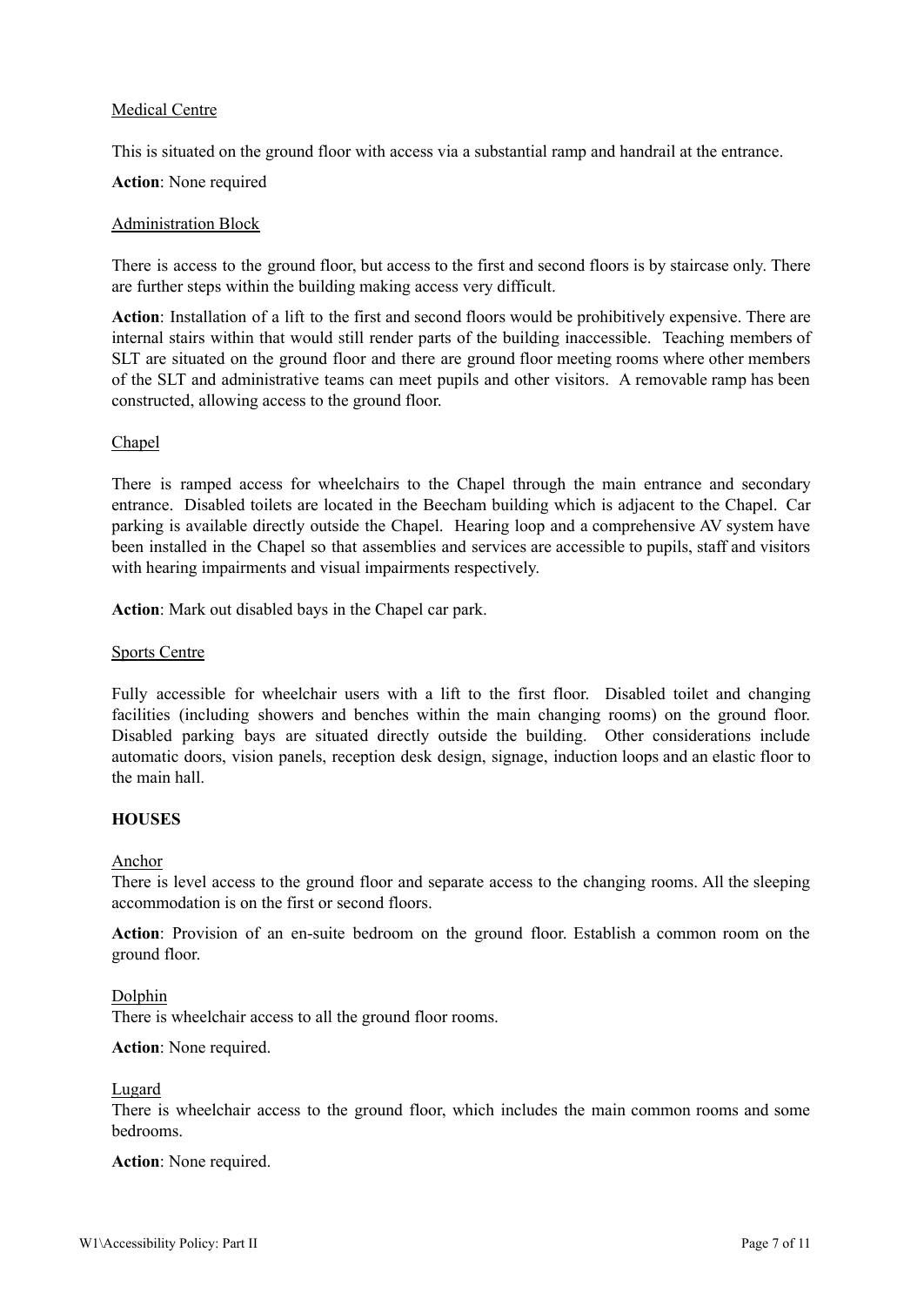Medical Centre

This is situated on the ground floor with access via a substantial ramp and handrail at the entrance.

**Action**: None required

Administration Block

There is access to the ground floor, but access to the first and second floors is by staircase only. There are further steps within the building making access very difficult.

**Action**: Installation of a lift to the first and second floors would be prohibitively expensive. There are internal stairs within that would still render parts of the building inaccessible. Teaching members of SLT are situated on the ground floor and there are ground floor meeting rooms where other members of the SLT and administrative teams can meet pupils and other visitors. A removable ramp has been constructed, allowing access to the ground floor.

Chapel

There is ramped access for wheelchairs to the Chapel through the main entrance and secondary entrance. Disabled toilets are located in the Beecham building which is adjacent to the Chapel. Car parking is available directly outside the Chapel. Hearing loop and a comprehensive AV system have been installed in the Chapel so that assemblies and services are accessible to pupils, staff and visitors with hearing impairments and visual impairments respectively.

**Action**: Mark out disabled bays in the Chapel car park.

Sports Centre

Fully accessible for wheelchair users with a lift to the first floor. Disabled toilet and changing facilities (including showers and benches within the main changing rooms) on the ground floor. Disabled parking bays are situated directly outside the building. Other considerations include automatic doors, vision panels, reception desk design, signage, induction loops and an elastic floor to the main hall.

**HOUSES**

Anchor

There is level access to the ground floor and separate access to the changing rooms. All the sleeping accommodation is on the first or second floors.

**Action**: Provision of an en-suite bedroom on the ground floor. Establish a common room on the ground floor.

Dolphin

There is wheelchair access to all the ground floor rooms.

**Action**: None required.

Lugard

There is wheelchair access to the ground floor, which includes the main common rooms and some bedrooms.

**Action**: None required.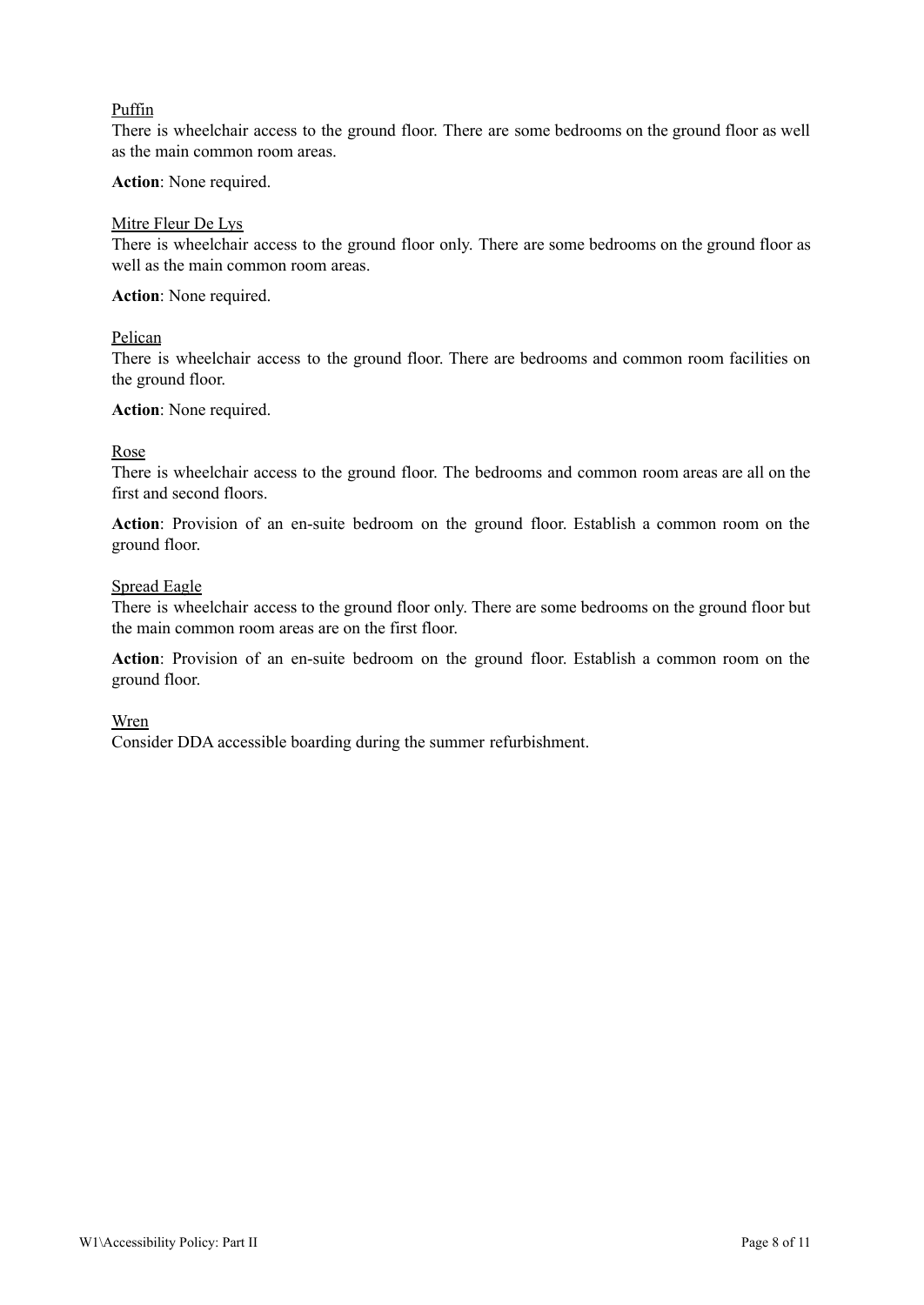<u>Puffin</u>

There is wheelchair access to the ground floor. There are some bedrooms on the ground floor as well as the main common room areas.

**Action**: None required.

<u>Mitre Fleur De Lys</u>

There is wheelchair access to the ground floor only. There are some bedrooms on the ground floor as well as the main common room areas.

**Action**: None required.

<u>Pelican</u>

There is wheelchair access to the ground floor. There are bedrooms and common room facilities on the ground floor.

**Action**: None required.

<u>Rose</u>

There is wheelchair access to the ground floor. The bedrooms and common room areas are all on the first and second floors.

**Action**: Provision of an en-suite bedroom on the ground floor. Establish a common room on the ground floor.

<u>Spread Eagle</u>

There is wheelchair access to the ground floor only. There are some bedrooms on the ground floor but the main common room areas are on the first floor.

**Action**: Provision of an en-suite bedroom on the ground floor. Establish a common room on the ground floor.

<u>Wren</u>

Consider DDA accessible boarding during the summer refurbishment.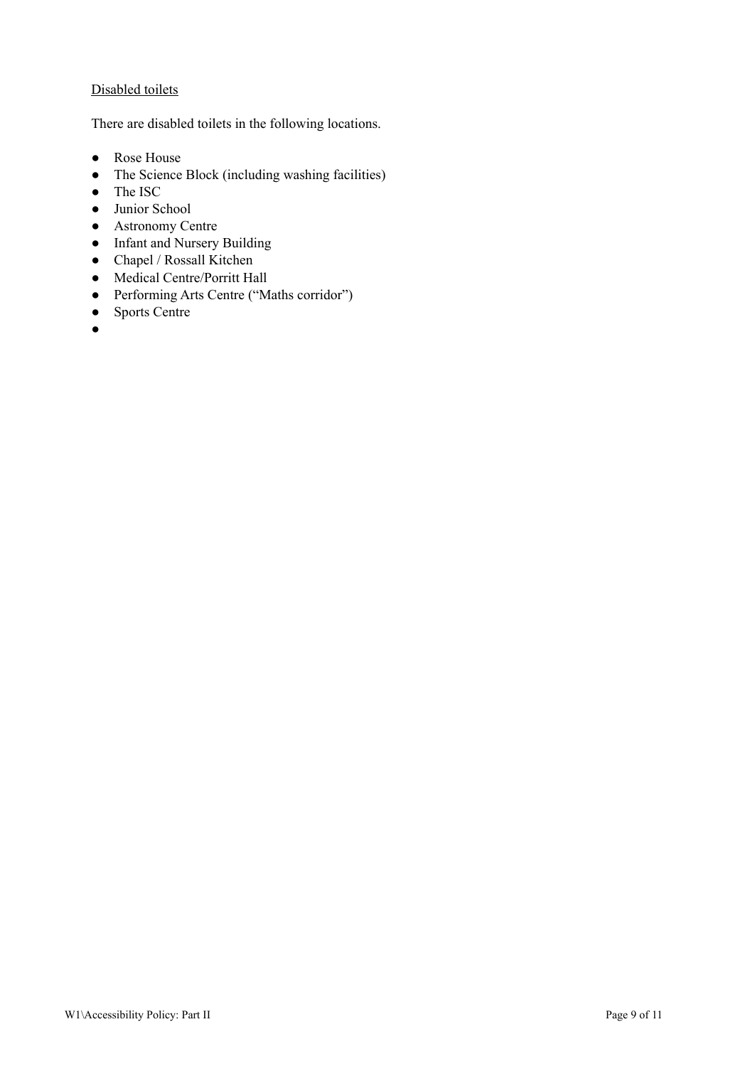<u>Disabled toilets</u>

There are disabled toilets in the following locations.

- Rose House
- The Science Block (including washing facilities)
- The ISC
- Junior School
- Astronomy Centre
- Infant and Nursery Building
- Chapel / Rossall Kitchen
- Medical Centre/Porritt Hall
- Performing Arts Centre ("Maths corridor")
- Sports Centre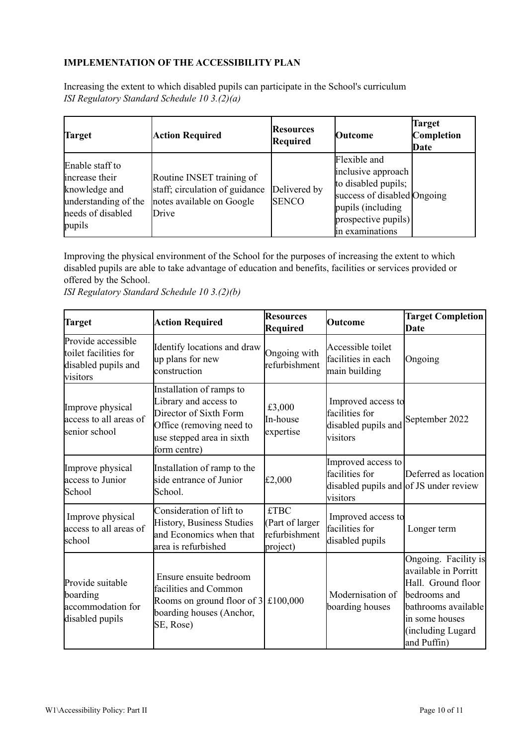**IMPLEMENTATION OF THE ACCESSIBILITY PLAN**

Increasing the extent to which disabled pupils can participate in the School's curriculum
*ISI Regulatory Standard Schedule 10 3.(2)(a)*

| Target | Action Required | Resources Required | Outcome | Target Completion Date |
|---|---|---|---|---|
| Enable staff to increase their knowledge and understanding of the needs of disabled pupils | Routine INSET training of staff; circulation of guidance notes available on Google Drive | Delivered by SENCO | Flexible and inclusive approach to disabled pupils; success of disabled pupils (including prospective pupils) in examinations | Ongoing |

Improving the physical environment of the School for the purposes of increasing the extent to which disabled pupils are able to take advantage of education and benefits, facilities or services provided or offered by the School.
*ISI Regulatory Standard Schedule 10 3.(2)(b)*

| Target | Action Required | Resources Required | Outcome | Target Completion Date |
|---|---|---|---|---|
| Provide accessible toilet facilities for disabled pupils and visitors | Identify locations and draw up plans for new construction | Ongoing with refurbishment | Accessible toilet facilities in each main building | Ongoing |
| Improve physical access to all areas of senior school | Installation of ramps to Library and access to Director of Sixth Form Office (removing need to use stepped area in sixth form centre) | £3,000 In-house expertise | Improved access to facilities for disabled pupils and visitors | September 2022 |
| Improve physical access to Junior School | Installation of ramp to the side entrance of Junior School. | £2,000 | Improved access to facilities for disabled pupils and visitors | Deferred as location of JS under review |
| Improve physical access to all areas of school | Consideration of lift to History, Business Studies and Economics when that area is refurbished | £TBC (Part of larger refurbishment project) | Improved access to facilities for disabled pupils | Longer term |
| Provide suitable boarding accommodation for disabled pupils | Ensure ensuite bedroom facilities and Common Rooms on ground floor of 3 boarding houses (Anchor, SE, Rose) | £100,000 | Modernisation of boarding houses | Ongoing. Facility is available in Porritt Hall. Ground floor bedrooms and bathrooms available in some houses (including Lugard and Puffin) |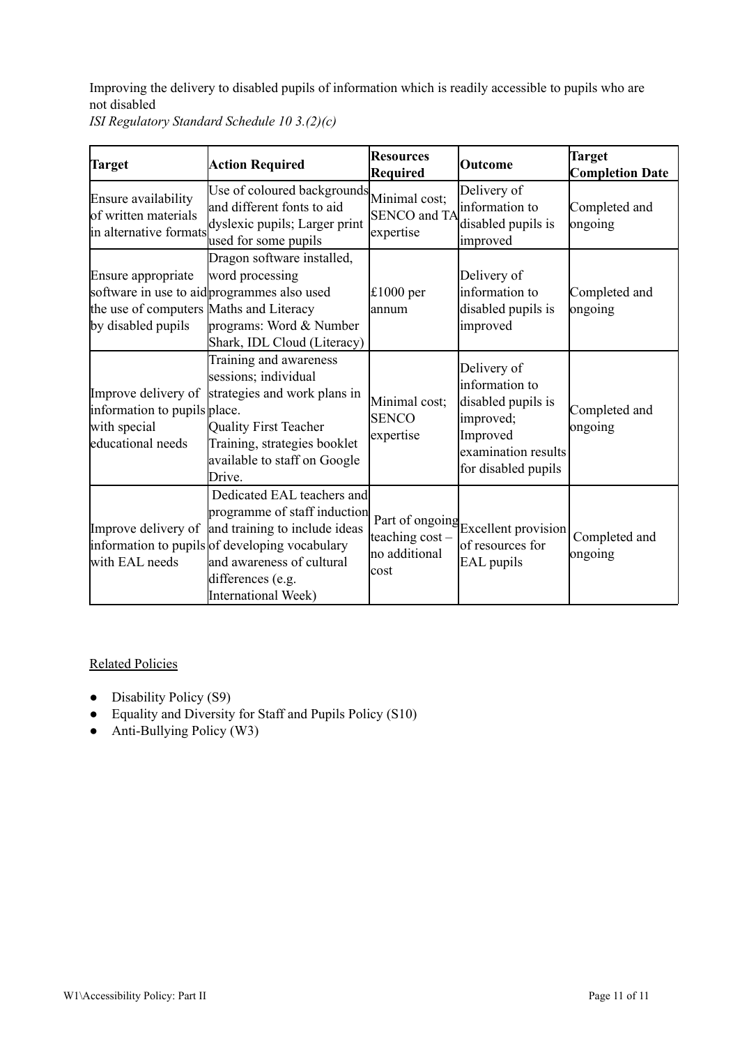Improving the delivery to disabled pupils of information which is readily accessible to pupils who are not disabled

*ISI Regulatory Standard Schedule 10 3.(2)(c)*

| Target | Action Required | Resources Required | Outcome | Target Completion Date |
|---|---|---|---|---|
| Ensure availability of written materials in alternative formats | Use of coloured backgrounds and different fonts to aid dyslexic pupils; Larger print used for some pupils | Minimal cost; SENCO and TA expertise | Delivery of information to disabled pupils is improved | Completed and ongoing |
| Ensure appropriate software in use to aid the use of computers by disabled pupils | Dragon software installed, word processing programmes also used Maths and Literacy programs: Word & Number Shark, IDL Cloud (Literacy) | £1000 per annum | Delivery of information to disabled pupils is improved | Completed and ongoing |
| Improve delivery of information to pupils with special educational needs | Training and awareness sessions; individual strategies and work plans in place. Quality First Teacher Training, strategies booklet available to staff on Google Drive. | Minimal cost; SENCO expertise | Delivery of information to disabled pupils is improved; Improved examination results for disabled pupils | Completed and ongoing |
| Improve delivery of information to pupils with EAL needs | Dedicated EAL teachers and programme of staff induction and training to include ideas of developing vocabulary and awareness of cultural differences (e.g. International Week) | Part of ongoing teaching cost – no additional cost | Excellent provision of resources for EAL pupils | Completed and ongoing |

<u>Related Policies</u>

- Disability Policy (S9)
- Equality and Diversity for Staff and Pupils Policy (S10)
- Anti-Bullying Policy (W3)